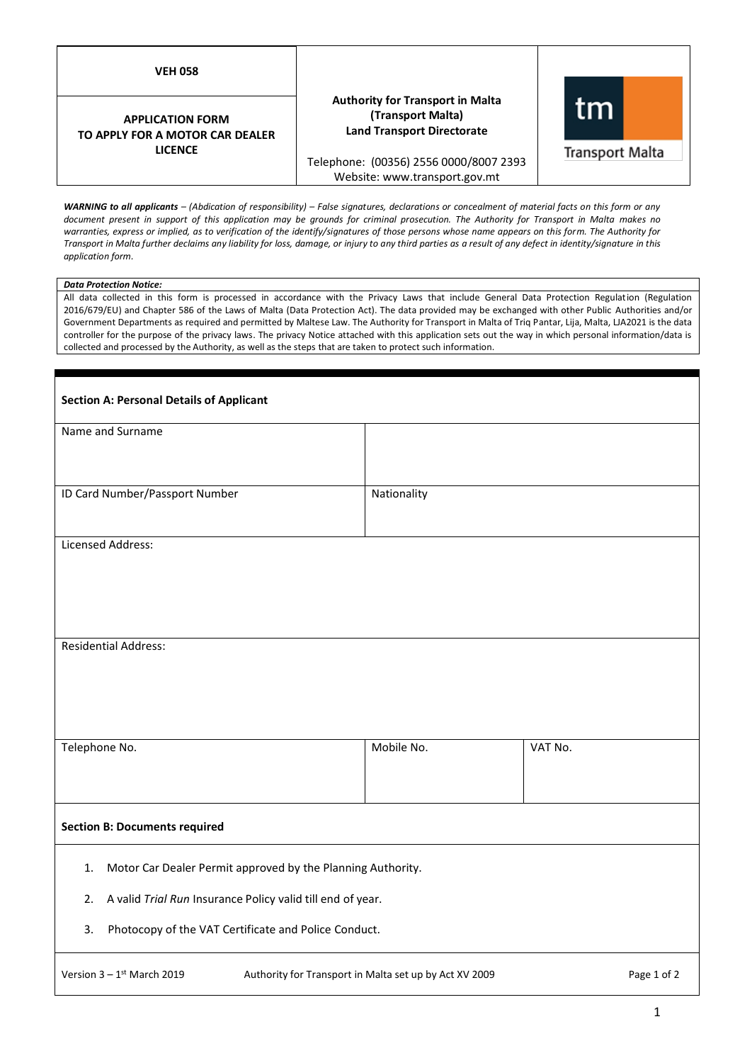| VEH 058 | Authority for Transport in Malta (Transport Malta) Land Transport Directorate | Transport Malta |
| --- | --- | --- |
| **APPLICATION FORM TO APPLY FOR A MOTOR CAR DEALER LICENCE** | Telephone: (00356) 2556 0000/8007 2393 Website: www.transport.gov.mt | |

***WARNING to all applicants** – (Abdication of responsibility) – False signatures, declarations or concealment of material facts on this form or any document present in support of this application may be grounds for criminal prosecution. The Authority for Transport in Malta makes no warranties, express or implied, as to verification of the identify/signatures of those persons whose name appears on this form. The Authority for Transport in Malta further declaims any liability for loss, damage, or injury to any third parties as a result of any defect in identity/signature in this application form.*

***Data Protection Notice:***

All data collected in this form is processed in accordance with the Privacy Laws that include General Data Protection Regulation (Regulation 2016/679/EU) and Chapter 586 of the Laws of Malta (Data Protection Act). The data provided may be exchanged with other Public Authorities and/or Government Departments as required and permitted by Maltese Law. The Authority for Transport in Malta of Triq Pantar, Lija, Malta, LJA2021 is the data controller for the purpose of the privacy laws. The privacy Notice attached with this application sets out the way in which personal information/data is collected and processed by the Authority, as well as the steps that are taken to protect such information.

## Section A: Personal Details of Applicant

| Name and Surname | | |
| --- | --- | --- |
| ID Card Number/Passport Number | Nationality | |
| Licensed Address: | | |
| Residential Address: | | |
| Telephone No. | Mobile No. | VAT No. |

## Section B: Documents required

1. Motor Car Dealer Permit approved by the Planning Authority.
2. A valid *Trial Run* Insurance Policy valid till end of year.
3. Photocopy of the VAT Certificate and Police Conduct.

Version 3 – 1st March 2019 — Authority for Transport in Malta set up by Act XV 2009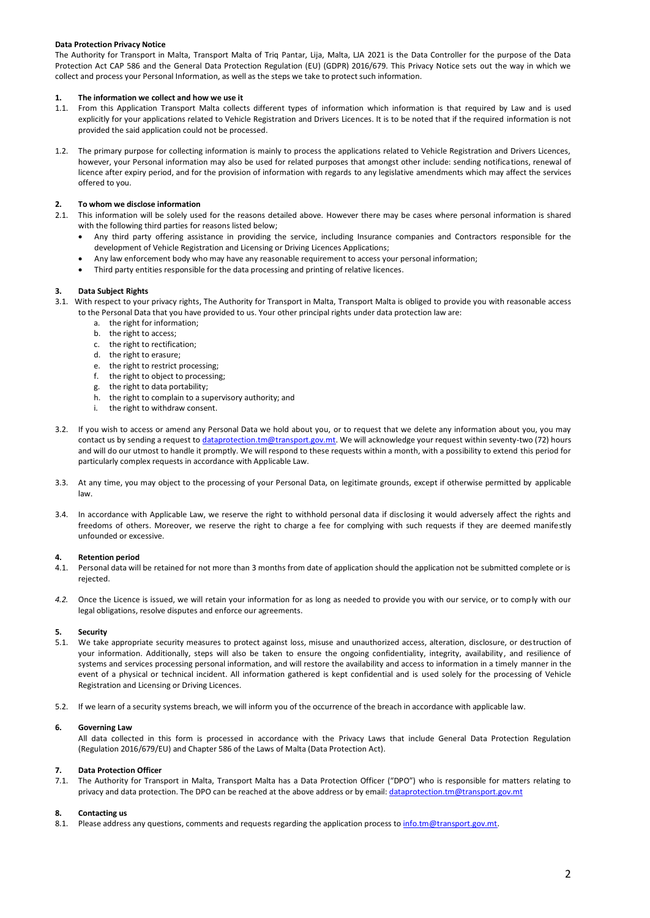**Data Protection Privacy Notice**

The Authority for Transport in Malta, Transport Malta of Triq Pantar, Lija, Malta, LJA 2021 is the Data Controller for the purpose of the Data Protection Act CAP 586 and the General Data Protection Regulation (EU) (GDPR) 2016/679. This Privacy Notice sets out the way in which we collect and process your Personal Information, as well as the steps we take to protect such information.

**1. The information we collect and how we use it**

1.1. From this Application Transport Malta collects different types of information which information is that required by Law and is used explicitly for your applications related to Vehicle Registration and Drivers Licences. It is to be noted that if the required information is not provided the said application could not be processed.

1.2. The primary purpose for collecting information is mainly to process the applications related to Vehicle Registration and Drivers Licences, however, your Personal information may also be used for related purposes that amongst other include: sending notifications, renewal of licence after expiry period, and for the provision of information with regards to any legislative amendments which may affect the services offered to you.

**2. To whom we disclose information**

2.1. This information will be solely used for the reasons detailed above. However there may be cases where personal information is shared with the following third parties for reasons listed below;

- Any third party offering assistance in providing the service, including Insurance companies and Contractors responsible for the development of Vehicle Registration and Licensing or Driving Licences Applications;
- Any law enforcement body who may have any reasonable requirement to access your personal information;
- Third party entities responsible for the data processing and printing of relative licences.

**3. Data Subject Rights**

3.1. With respect to your privacy rights, The Authority for Transport in Malta, Transport Malta is obliged to provide you with reasonable access to the Personal Data that you have provided to us. Your other principal rights under data protection law are:

a. the right for information;
b. the right to access;
c. the right to rectification;
d. the right to erasure;
e. the right to restrict processing;
f. the right to object to processing;
g. the right to data portability;
h. the right to complain to a supervisory authority; and
i. the right to withdraw consent.

3.2. If you wish to access or amend any Personal Data we hold about you, or to request that we delete any information about you, you may contact us by sending a request to dataprotection.tm@transport.gov.mt. We will acknowledge your request within seventy-two (72) hours and will do our utmost to handle it promptly. We will respond to these requests within a month, with a possibility to extend this period for particularly complex requests in accordance with Applicable Law.

3.3. At any time, you may object to the processing of your Personal Data, on legitimate grounds, except if otherwise permitted by applicable law.

3.4. In accordance with Applicable Law, we reserve the right to withhold personal data if disclosing it would adversely affect the rights and freedoms of others. Moreover, we reserve the right to charge a fee for complying with such requests if they are deemed manifestly unfounded or excessive.

**4. Retention period**

4.1. Personal data will be retained for not more than 3 months from date of application should the application not be submitted complete or is rejected.

*4.2.* Once the Licence is issued, we will retain your information for as long as needed to provide you with our service, or to comply with our legal obligations, resolve disputes and enforce our agreements.

**5. Security**

5.1. We take appropriate security measures to protect against loss, misuse and unauthorized access, alteration, disclosure, or destruction of your information. Additionally, steps will also be taken to ensure the ongoing confidentiality, integrity, availability, and resilience of systems and services processing personal information, and will restore the availability and access to information in a timely manner in the event of a physical or technical incident. All information gathered is kept confidential and is used solely for the processing of Vehicle Registration and Licensing or Driving Licences.

5.2. If we learn of a security systems breach, we will inform you of the occurrence of the breach in accordance with applicable law.

**6. Governing Law**

All data collected in this form is processed in accordance with the Privacy Laws that include General Data Protection Regulation (Regulation 2016/679/EU) and Chapter 586 of the Laws of Malta (Data Protection Act).

**7. Data Protection Officer**

7.1. The Authority for Transport in Malta, Transport Malta has a Data Protection Officer ("DPO") who is responsible for matters relating to privacy and data protection. The DPO can be reached at the above address or by email: dataprotection.tm@transport.gov.mt

**8. Contacting us**

8.1. Please address any questions, comments and requests regarding the application process to info.tm@transport.gov.mt.